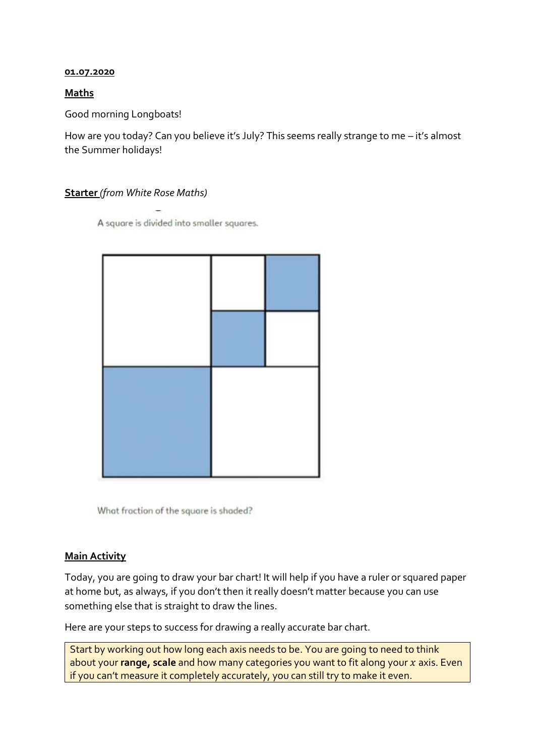**01.07.2020**

**Maths**

Good morning Longboats!

How are you today? Can you believe it's July? This seems really strange to me – it's almost the Summer holidays!

**Starter** *(from White Rose Maths)*

A square is divided into smaller squares.

What fraction of the square is shaded?

**Main Activity**

Today, you are going to draw your bar chart! It will help if you have a ruler or squared paper at home but, as always, if you don't then it really doesn't matter because you can use something else that is straight to draw the lines.

Here are your steps to success for drawing a really accurate bar chart.

Start by working out how long each axis needs to be. You are going to need to think about your **range, scale** and how many categories you want to fit along your $x$ axis. Even if you can't measure it completely accurately, you can still try to make it even.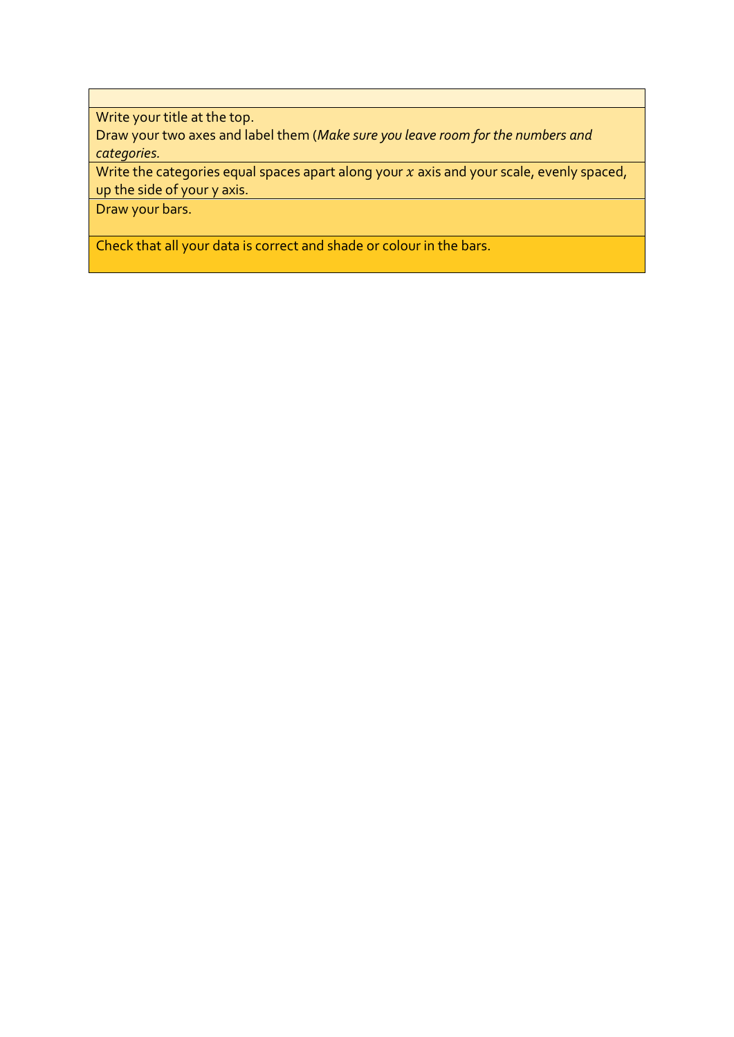| |
|---|
| Write your title at the top.<br>Draw your two axes and label them (*Make sure you leave room for the numbers and categories.* |
| Write the categories equal spaces apart along your $x$ axis and your scale, evenly spaced, up the side of your y axis. |
| Draw your bars. |
| Check that all your data is correct and shade or colour in the bars. |